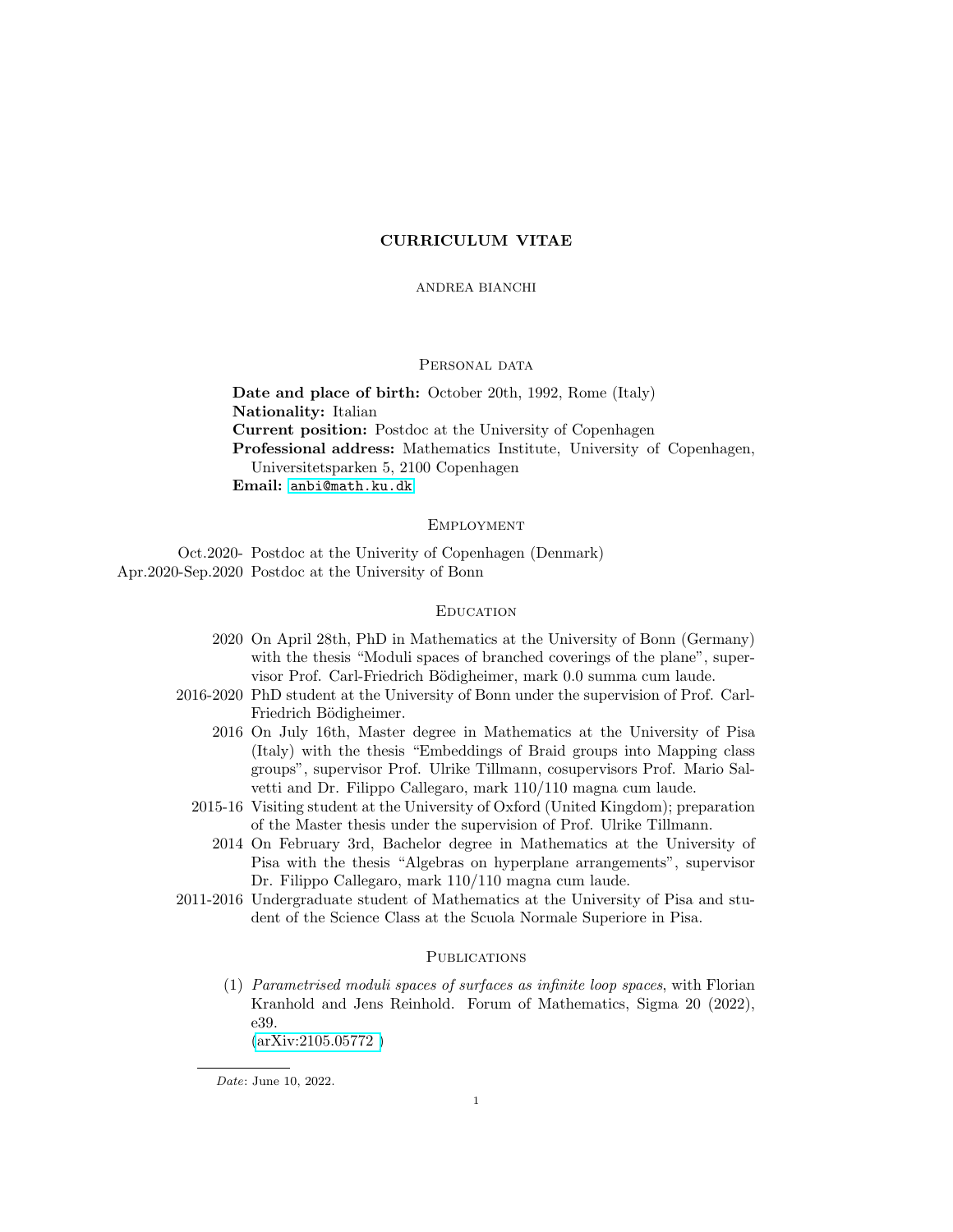# CURRICULUM VITAE

ANDREA BIANCHI

## Personal data

**Date and place of birth:** October 20th, 1992, Rome (Italy)
**Nationality:** Italian
**Current position:** Postdoc at the University of Copenhagen
**Professional address:** Mathematics Institute, University of Copenhagen, Universitetsparken 5, 2100 Copenhagen
**Email:** anbi@math.ku.dk

## Employment

- Oct.2020- Postdoc at the Univerity of Copenhagen (Denmark)
- Apr.2020-Sep.2020 Postdoc at the University of Bonn

## Education

- 2020 On April 28th, PhD in Mathematics at the University of Bonn (Germany) with the thesis "Moduli spaces of branched coverings of the plane", supervisor Prof. Carl-Friedrich Bödigheimer, mark 0.0 summa cum laude.
- 2016-2020 PhD student at the University of Bonn under the supervision of Prof. Carl-Friedrich Bödigheimer.
- 2016 On July 16th, Master degree in Mathematics at the University of Pisa (Italy) with the thesis "Embeddings of Braid groups into Mapping class groups", supervisor Prof. Ulrike Tillmann, cosupervisors Prof. Mario Salvetti and Dr. Filippo Callegaro, mark 110/110 magna cum laude.
- 2015-16 Visiting student at the University of Oxford (United Kingdom); preparation of the Master thesis under the supervision of Prof. Ulrike Tillmann.
- 2014 On February 3rd, Bachelor degree in Mathematics at the University of Pisa with the thesis "Algebras on hyperplane arrangements", supervisor Dr. Filippo Callegaro, mark 110/110 magna cum laude.
- 2011-2016 Undergraduate student of Mathematics at the University of Pisa and student of the Science Class at the Scuola Normale Superiore in Pisa.

## Publications

(1) *Parametrised moduli spaces of surfaces as infinite loop spaces*, with Florian Kranhold and Jens Reinhold. Forum of Mathematics, Sigma 20 (2022), e39.
(arXiv:2105.05772 )

*Date*: June 10, 2022.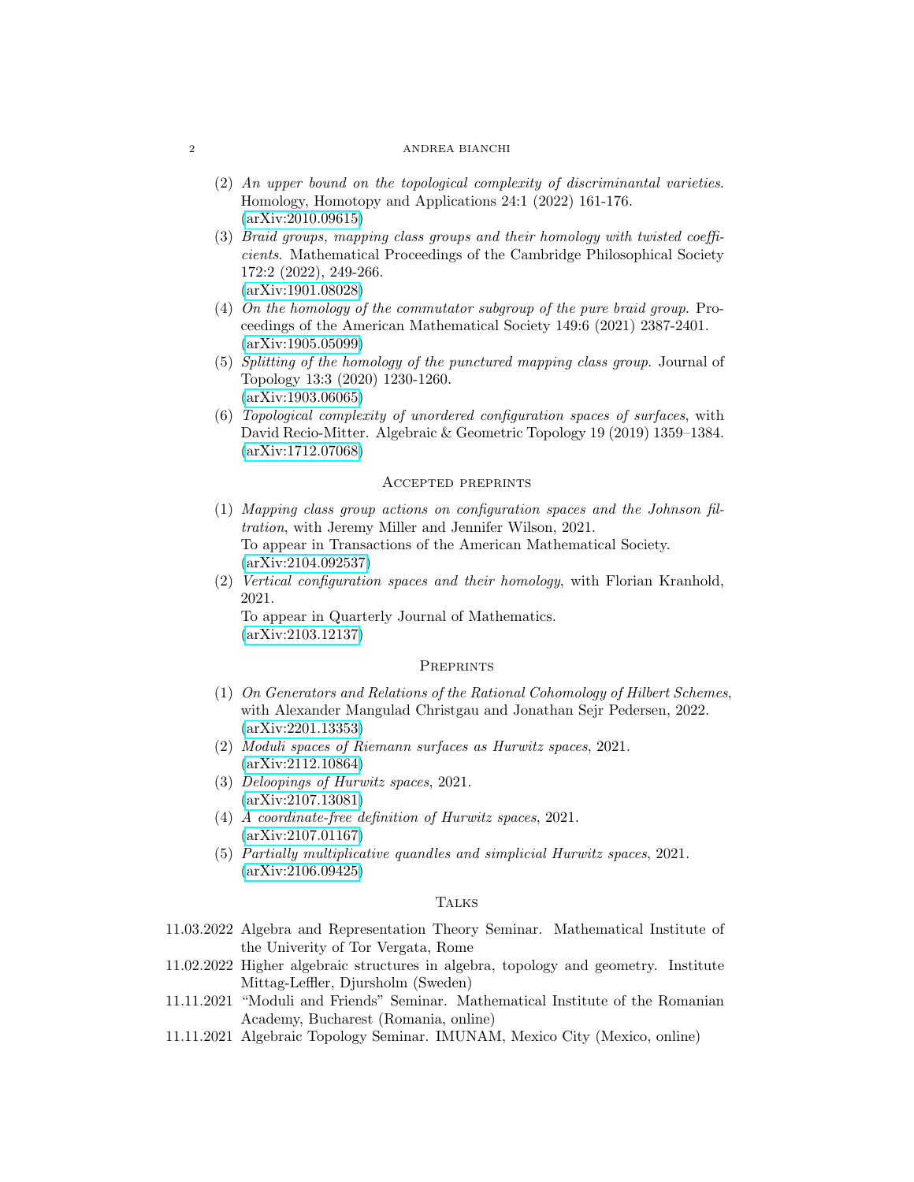(2) *An upper bound on the topological complexity of discriminantal varieties*. Homology, Homotopy and Applications 24:1 (2022) 161-176. (arXiv:2010.09615)

(3) *Braid groups, mapping class groups and their homology with twisted coefficients*. Mathematical Proceedings of the Cambridge Philosophical Society 172:2 (2022), 249-266. (arXiv:1901.08028)

(4) *On the homology of the commutator subgroup of the pure braid group*. Proceedings of the American Mathematical Society 149:6 (2021) 2387-2401. (arXiv:1905.05099)

(5) *Splitting of the homology of the punctured mapping class group*. Journal of Topology 13:3 (2020) 1230-1260. (arXiv:1903.06065)

(6) *Topological complexity of unordered configuration spaces of surfaces*, with David Recio-Mitter. Algebraic & Geometric Topology 19 (2019) 1359–1384. (arXiv:1712.07068)

## Accepted preprints

(1) *Mapping class group actions on configuration spaces and the Johnson filtration*, with Jeremy Miller and Jennifer Wilson, 2021. To appear in Transactions of the American Mathematical Society. (arXiv:2104.092537)

(2) *Vertical configuration spaces and their homology*, with Florian Kranhold, 2021. To appear in Quarterly Journal of Mathematics. (arXiv:2103.12137)

## Preprints

(1) *On Generators and Relations of the Rational Cohomology of Hilbert Schemes*, with Alexander Mangulad Christgau and Jonathan Sejr Pedersen, 2022. (arXiv:2201.13353)

(2) *Moduli spaces of Riemann surfaces as Hurwitz spaces*, 2021. (arXiv:2112.10864)

(3) *Deloopings of Hurwitz spaces*, 2021. (arXiv:2107.13081)

(4) *A coordinate-free definition of Hurwitz spaces*, 2021. (arXiv:2107.01167)

(5) *Partially multiplicative quandles and simplicial Hurwitz spaces*, 2021. (arXiv:2106.09425)

## Talks

- 11.03.2022 Algebra and Representation Theory Seminar. Mathematical Institute of the Univerity of Tor Vergata, Rome
- 11.02.2022 Higher algebraic structures in algebra, topology and geometry. Institute Mittag-Leffler, Djursholm (Sweden)
- 11.11.2021 "Moduli and Friends" Seminar. Mathematical Institute of the Romanian Academy, Bucharest (Romania, online)
- 11.11.2021 Algebraic Topology Seminar. IMUNAM, Mexico City (Mexico, online)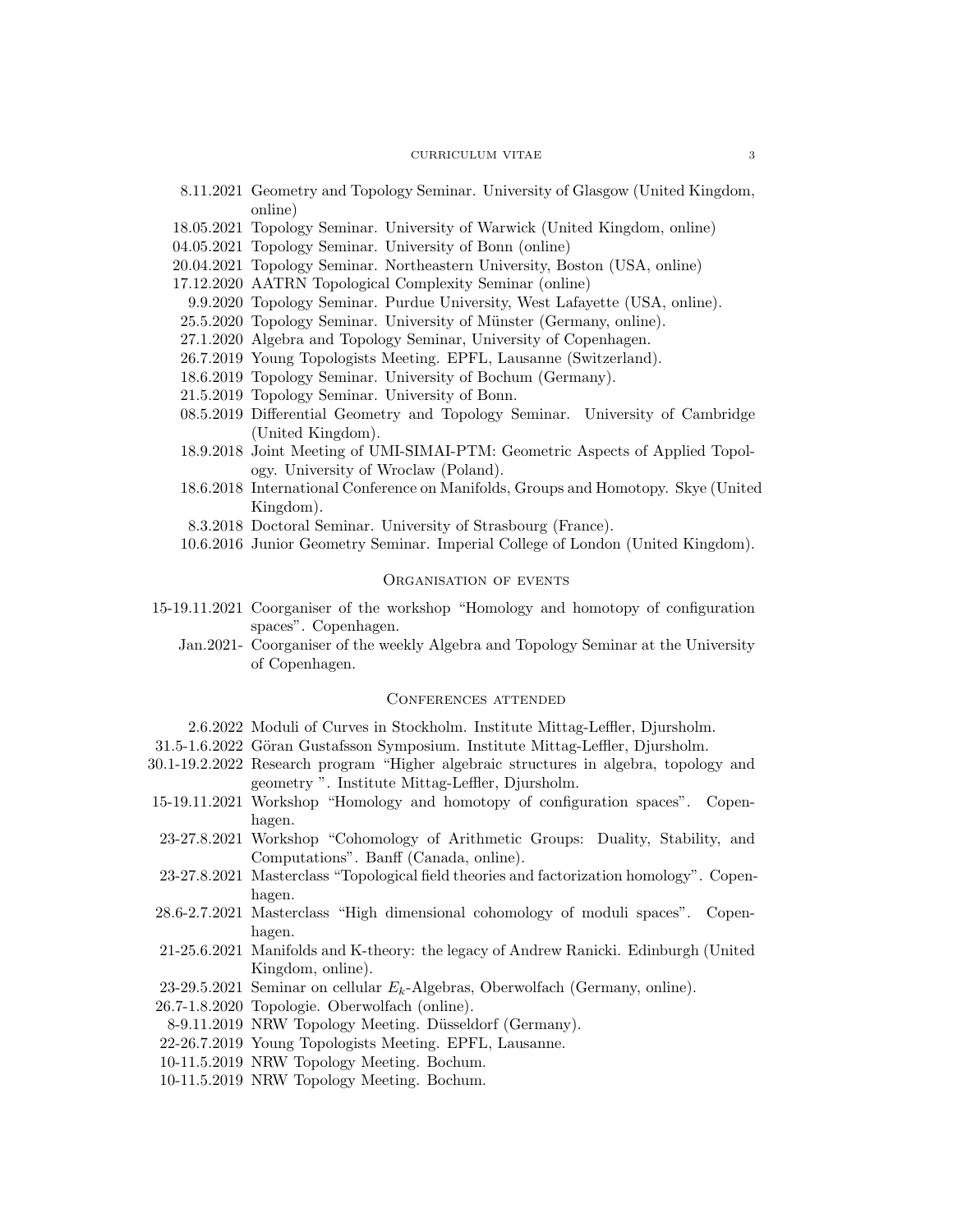- 8.11.2021 Geometry and Topology Seminar. University of Glasgow (United Kingdom, online)
- 18.05.2021 Topology Seminar. University of Warwick (United Kingdom, online)
- 04.05.2021 Topology Seminar. University of Bonn (online)
- 20.04.2021 Topology Seminar. Northeastern University, Boston (USA, online)
- 17.12.2020 AATRN Topological Complexity Seminar (online)
- 9.9.2020 Topology Seminar. Purdue University, West Lafayette (USA, online).
- 25.5.2020 Topology Seminar. University of Münster (Germany, online).
- 27.1.2020 Algebra and Topology Seminar, University of Copenhagen.
- 26.7.2019 Young Topologists Meeting. EPFL, Lausanne (Switzerland).
- 18.6.2019 Topology Seminar. University of Bochum (Germany).
- 21.5.2019 Topology Seminar. University of Bonn.
- 08.5.2019 Differential Geometry and Topology Seminar. University of Cambridge (United Kingdom).
- 18.9.2018 Joint Meeting of UMI-SIMAI-PTM: Geometric Aspects of Applied Topology. University of Wroclaw (Poland).
- 18.6.2018 International Conference on Manifolds, Groups and Homotopy. Skye (United Kingdom).
- 8.3.2018 Doctoral Seminar. University of Strasbourg (France).
- 10.6.2016 Junior Geometry Seminar. Imperial College of London (United Kingdom).

## Organisation of events

- 15-19.11.2021 Coorganiser of the workshop "Homology and homotopy of configuration spaces". Copenhagen.
- Jan.2021- Coorganiser of the weekly Algebra and Topology Seminar at the University of Copenhagen.

## Conferences attended

- 2.6.2022 Moduli of Curves in Stockholm. Institute Mittag-Leffler, Djursholm.
- 31.5-1.6.2022 Göran Gustafsson Symposium. Institute Mittag-Leffler, Djursholm.
- 30.1-19.2.2022 Research program "Higher algebraic structures in algebra, topology and geometry ". Institute Mittag-Leffler, Djursholm.
- 15-19.11.2021 Workshop "Homology and homotopy of configuration spaces". Copenhagen.
- 23-27.8.2021 Workshop "Cohomology of Arithmetic Groups: Duality, Stability, and Computations". Banff (Canada, online).
- 23-27.8.2021 Masterclass "Topological field theories and factorization homology". Copenhagen.
- 28.6-2.7.2021 Masterclass "High dimensional cohomology of moduli spaces". Copenhagen.
- 21-25.6.2021 Manifolds and K-theory: the legacy of Andrew Ranicki. Edinburgh (United Kingdom, online).
- 23-29.5.2021 Seminar on cellular $E_k$-Algebras, Oberwolfach (Germany, online).
- 26.7-1.8.2020 Topologie. Oberwolfach (online).
- 8-9.11.2019 NRW Topology Meeting. Düsseldorf (Germany).
- 22-26.7.2019 Young Topologists Meeting. EPFL, Lausanne.
- 10-11.5.2019 NRW Topology Meeting. Bochum.
- 10-11.5.2019 NRW Topology Meeting. Bochum.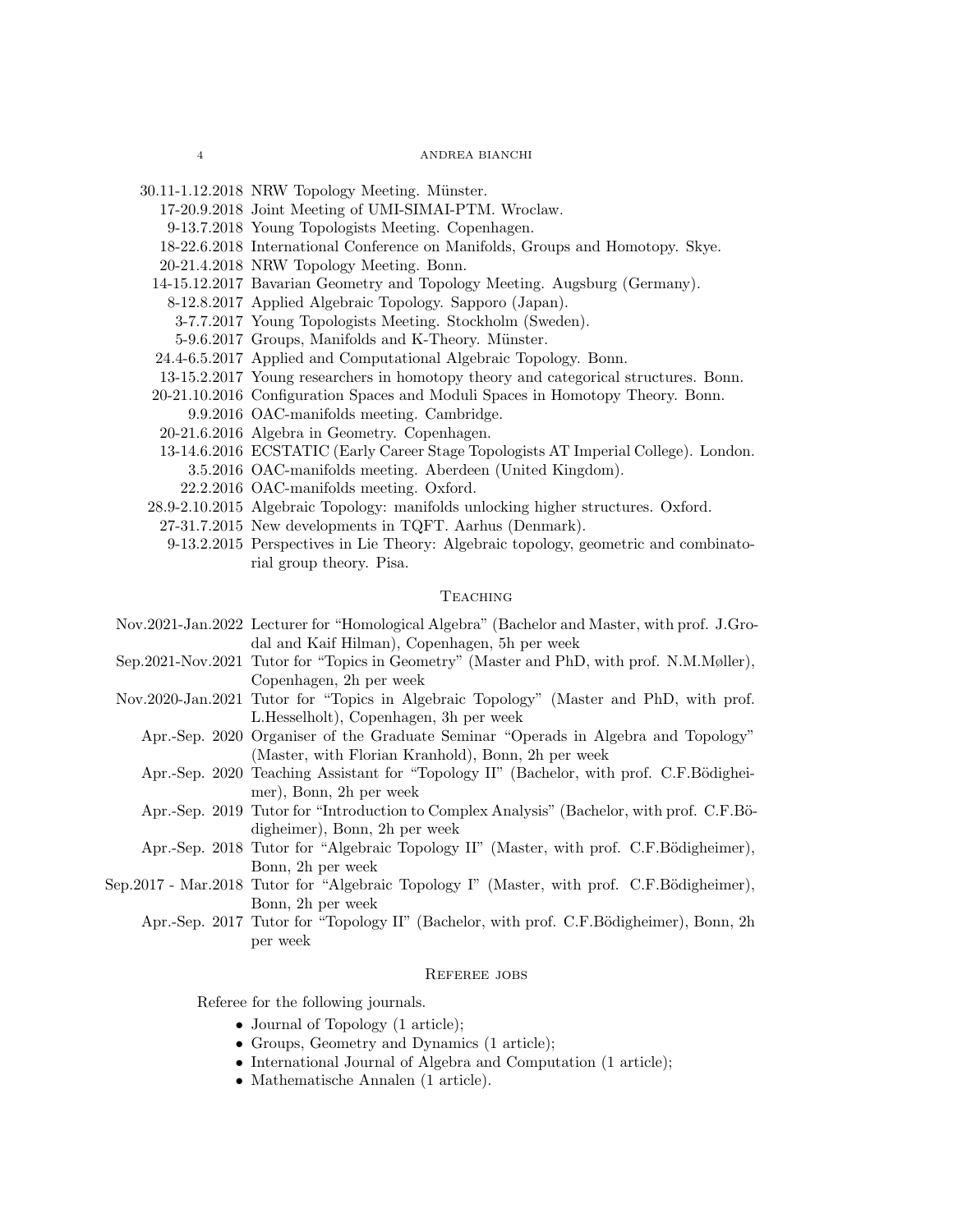30.11-1.12.2018 NRW Topology Meeting. Münster.
17-20.9.2018 Joint Meeting of UMI-SIMAI-PTM. Wroclaw.
9-13.7.2018 Young Topologists Meeting. Copenhagen.
18-22.6.2018 International Conference on Manifolds, Groups and Homotopy. Skye.
20-21.4.2018 NRW Topology Meeting. Bonn.
14-15.12.2017 Bavarian Geometry and Topology Meeting. Augsburg (Germany).
8-12.8.2017 Applied Algebraic Topology. Sapporo (Japan).
3-7.7.2017 Young Topologists Meeting. Stockholm (Sweden).
5-9.6.2017 Groups, Manifolds and K-Theory. Münster.
24.4-6.5.2017 Applied and Computational Algebraic Topology. Bonn.
13-15.2.2017 Young researchers in homotopy theory and categorical structures. Bonn.
20-21.10.2016 Configuration Spaces and Moduli Spaces in Homotopy Theory. Bonn.
9.9.2016 OAC-manifolds meeting. Cambridge.
20-21.6.2016 Algebra in Geometry. Copenhagen.
13-14.6.2016 ECSTATIC (Early Career Stage Topologists AT Imperial College). London.
3.5.2016 OAC-manifolds meeting. Aberdeen (United Kingdom).
22.2.2016 OAC-manifolds meeting. Oxford.
28.9-2.10.2015 Algebraic Topology: manifolds unlocking higher structures. Oxford.
27-31.7.2015 New developments in TQFT. Aarhus (Denmark).
9-13.2.2015 Perspectives in Lie Theory: Algebraic topology, geometric and combinatorial group theory. Pisa.

## Teaching

Nov.2021-Jan.2022 Lecturer for "Homological Algebra" (Bachelor and Master, with prof. J.Grodal and Kaif Hilman), Copenhagen, 5h per week
Sep.2021-Nov.2021 Tutor for "Topics in Geometry" (Master and PhD, with prof. N.M.Møller), Copenhagen, 2h per week
Nov.2020-Jan.2021 Tutor for "Topics in Algebraic Topology" (Master and PhD, with prof. L.Hesselholt), Copenhagen, 3h per week
Apr.-Sep. 2020 Organiser of the Graduate Seminar "Operads in Algebra and Topology" (Master, with Florian Kranhold), Bonn, 2h per week
Apr.-Sep. 2020 Teaching Assistant for "Topology II" (Bachelor, with prof. C.F.Bödigheimer), Bonn, 2h per week
Apr.-Sep. 2019 Tutor for "Introduction to Complex Analysis" (Bachelor, with prof. C.F.Bödigheimer), Bonn, 2h per week
Apr.-Sep. 2018 Tutor for "Algebraic Topology II" (Master, with prof. C.F.Bödigheimer), Bonn, 2h per week
Sep.2017 - Mar.2018 Tutor for "Algebraic Topology I" (Master, with prof. C.F.Bödigheimer), Bonn, 2h per week
Apr.-Sep. 2017 Tutor for "Topology II" (Bachelor, with prof. C.F.Bödigheimer), Bonn, 2h per week

## Referee jobs

Referee for the following journals.

- Journal of Topology (1 article);
- Groups, Geometry and Dynamics (1 article);
- International Journal of Algebra and Computation (1 article);
- Mathematische Annalen (1 article).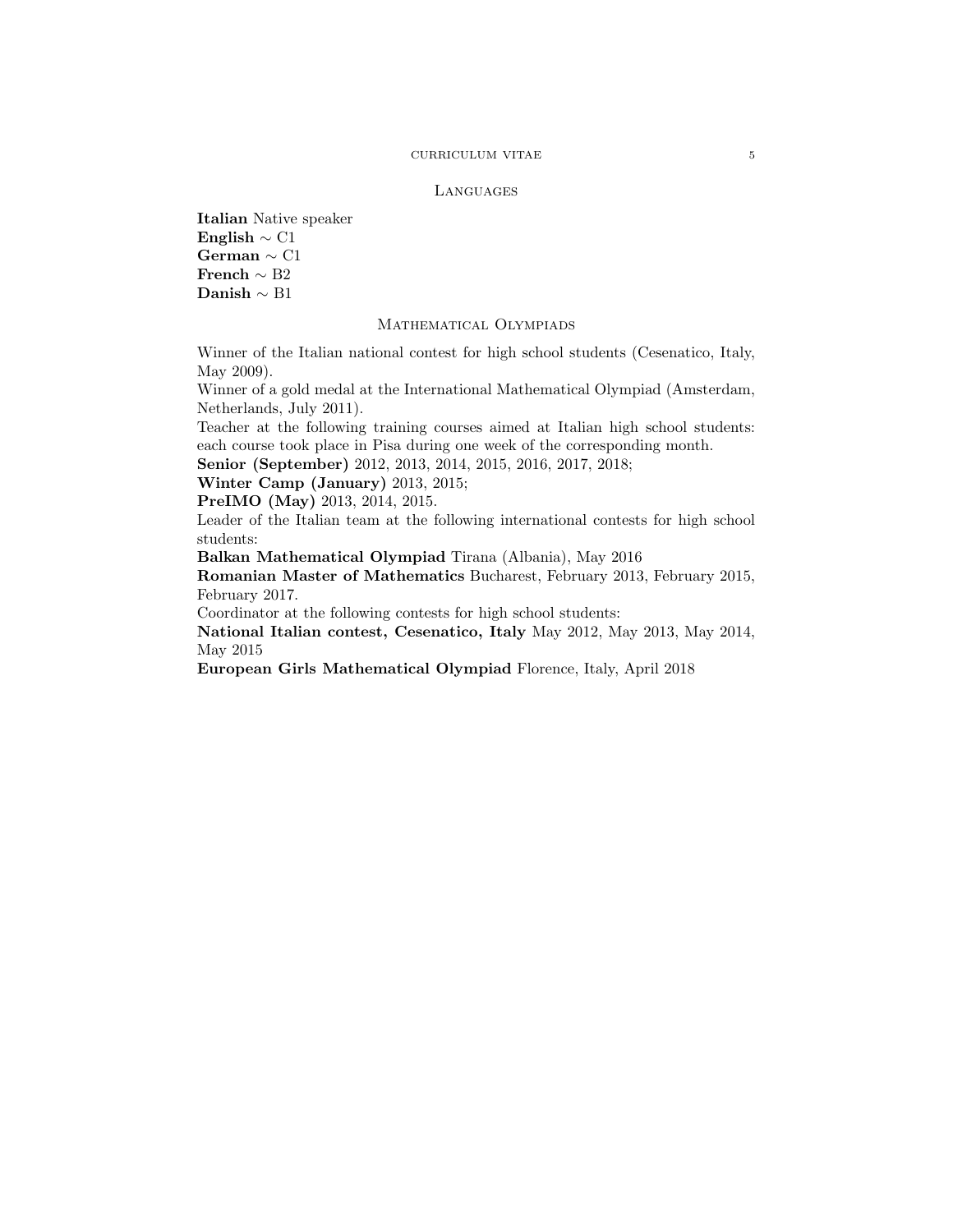## Languages

**Italian** Native speaker
**English** $\sim$ C1
**German** $\sim$ C1
**French** $\sim$ B2
**Danish** $\sim$ B1

## Mathematical Olympiads

Winner of the Italian national contest for high school students (Cesenatico, Italy, May 2009).
Winner of a gold medal at the International Mathematical Olympiad (Amsterdam, Netherlands, July 2011).
Teacher at the following training courses aimed at Italian high school students: each course took place in Pisa during one week of the corresponding month.
**Senior (September)** 2012, 2013, 2014, 2015, 2016, 2017, 2018;
**Winter Camp (January)** 2013, 2015;
**PreIMO (May)** 2013, 2014, 2015.
Leader of the Italian team at the following international contests for high school students:
**Balkan Mathematical Olympiad** Tirana (Albania), May 2016
**Romanian Master of Mathematics** Bucharest, February 2013, February 2015, February 2017.
Coordinator at the following contests for high school students:
**National Italian contest, Cesenatico, Italy** May 2012, May 2013, May 2014, May 2015
**European Girls Mathematical Olympiad** Florence, Italy, April 2018